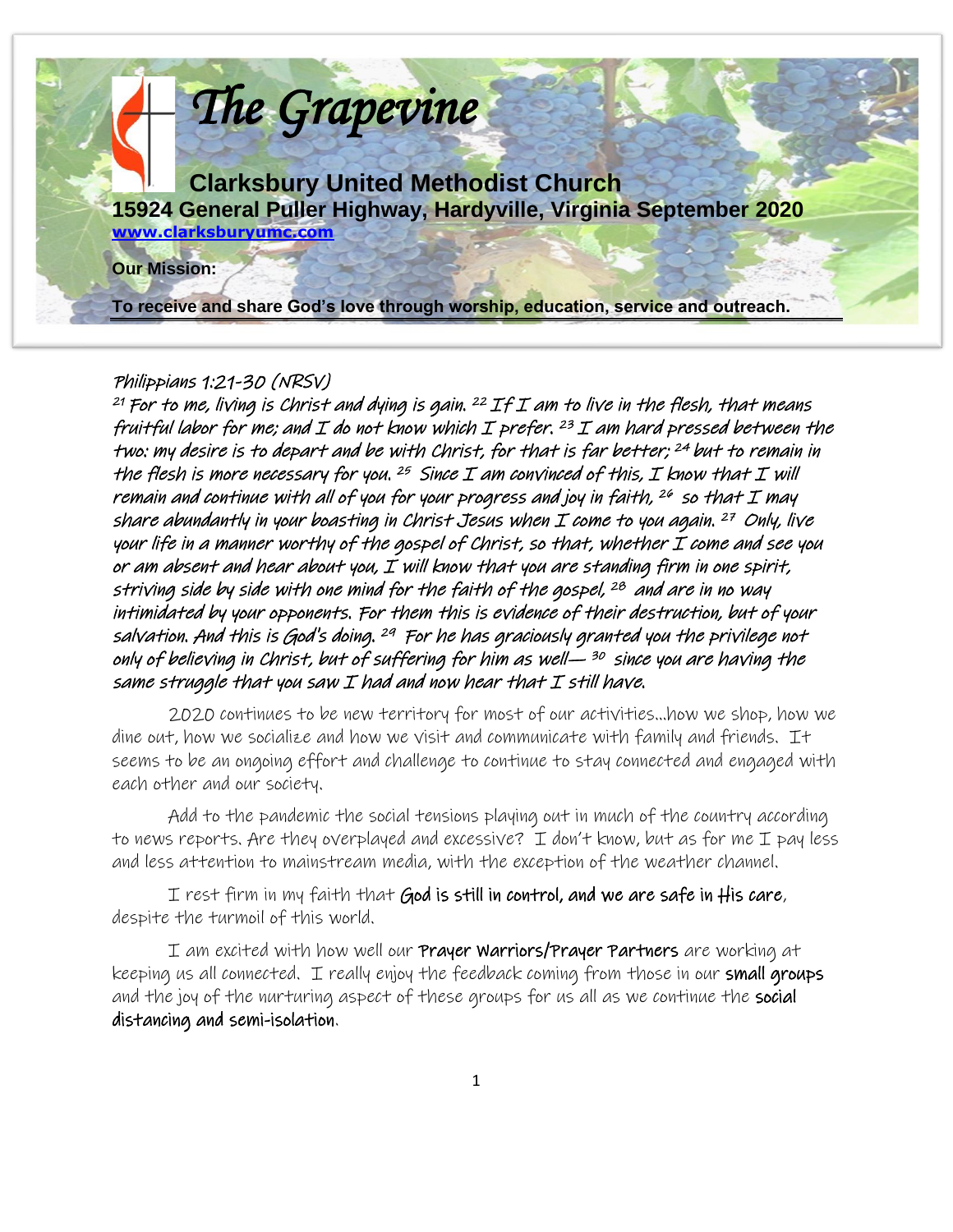# The Grapevine

## Clarksbury United Methodist Church

**15924 General Puller Highway, Hardyville, Virginia September 2020**

**www.clarksburyumc.com**

**Our Mission:**

**To receive and share God's love through worship, education, service and outreach.**

*Philippians 1:21-30 (NRSV)*

*[21] For to me, living is Christ and dying is gain. [22] If I am to live in the flesh, that means fruitful labor for me; and I do not know which I prefer. [23] I am hard pressed between the two: my desire is to depart and be with Christ, for that is far better; [24] but to remain in the flesh is more necessary for you. [25] Since I am convinced of this, I know that I will remain and continue with all of you for your progress and joy in faith, [26] so that I may share abundantly in your boasting in Christ Jesus when I come to you again. [27] Only, live your life in a manner worthy of the gospel of Christ, so that, whether I come and see you or am absent and hear about you, I will know that you are standing firm in one spirit, striving side by side with one mind for the faith of the gospel, [28] and are in no way intimidated by your opponents. For them this is evidence of their destruction, but of your salvation. And this is God's doing. [29] For he has graciously granted you the privilege not only of believing in Christ, but of suffering for him as well— [30] since you are having the same struggle that you saw I had and now hear that I still have.*

2020 continues to be new territory for most of our activities…how we shop, how we dine out, how we socialize and how we visit and communicate with family and friends. It seems to be an ongoing effort and challenge to continue to stay connected and engaged with each other and our society.

Add to the pandemic the social tensions playing out in much of the country according to news reports. Are they overplayed and excessive? I don't know, but as for me I pay less and less attention to mainstream media, with the exception of the weather channel.

I rest firm in my faith that **God is still in control, and we are safe in His care**, despite the turmoil of this world.

I am excited with how well our **Prayer Warriors/Prayer Partners** are working at keeping us all connected. I really enjoy the feedback coming from those in our **small groups** and the joy of the nurturing aspect of these groups for us all as we continue the **social distancing and semi-isolation**.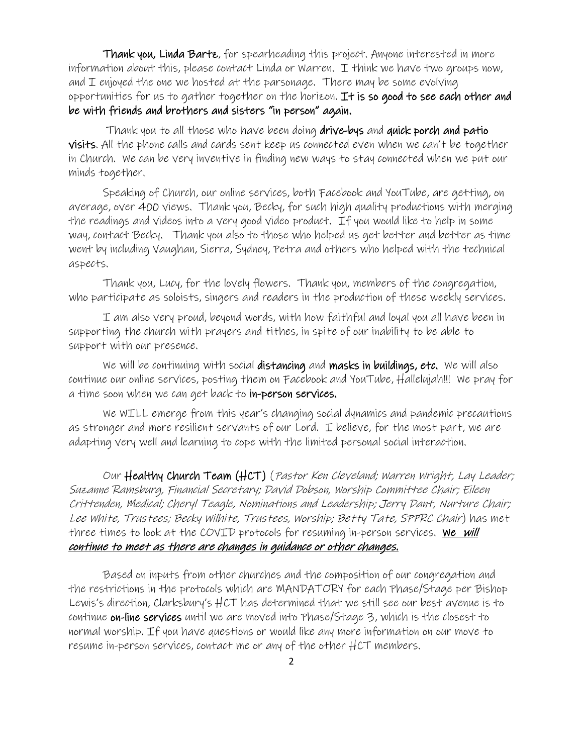**Thank you, Linda Bartz**, for spearheading this project. Anyone interested in more information about this, please contact Linda or Warren. I think we have two groups now, and I enjoyed the one we hosted at the parsonage. There may be some evolving opportunities for us to gather together on the horizon. **It is so good to see each other and be with friends and brothers and sisters "in person" again.**

Thank you to all those who have been doing **drive-bys** and **quick porch and patio visits**. All the phone calls and cards sent keep us connected even when we can't be together in Church. We can be very inventive in finding new ways to stay connected when we put our minds together.

Speaking of Church, our online services, both Facebook and YouTube, are getting, on average, over 400 views. Thank you, Becky, for such high quality productions with merging the readings and videos into a very good video product. If you would like to help in some way, contact Becky. Thank you also to those who helped us get better and better as time went by including Vaughan, Sierra, Sydney, Petra and others who helped with the technical aspects.

Thank you, Lucy, for the lovely flowers. Thank you, members of the congregation, who participate as soloists, singers and readers in the production of these weekly services.

I am also very proud, beyond words, with how faithful and loyal you all have been in supporting the church with prayers and tithes, in spite of our inability to be able to support with our presence.

We will be continuing with social **distancing** and **masks in buildings, etc.** We will also continue our online services, posting them on Facebook and YouTube, Hallelujah!!! We pray for a time soon when we can get back to **in-person services.**

We WILL emerge from this year's changing social dynamics and pandemic precautions as stronger and more resilient servants of our Lord. I believe, for the most part, we are adapting very well and learning to cope with the limited personal social interaction.

Our **Healthy Church Team (HCT)** (*Pastor Ken Cleveland; Warren Wright, Lay Leader; Suzanne Ramsburg, Financial Secretary; David Dobson, Worship Committee Chair; Eileen Crittenden, Medical; Cheryl Teagle, Nominations and Leadership; Jerry Dant, Nurture Chair; Lee White, Trustees; Becky Wilhite, Trustees, Worship; Betty Tate, SPPRC Chair*) has met three times to look at the COVID protocols for resuming in-person services. ***We will continue to meet as there are changes in guidance or other changes.***

Based on inputs from other churches and the composition of our congregation and the restrictions in the protocols which are MANDATORY for each Phase/Stage per Bishop Lewis's direction, Clarksbury's HCT has determined that we still see our best avenue is to continue **on-line services** until we are moved into Phase/Stage 3, which is the closest to normal worship. If you have questions or would like any more information on our move to resume in-person services, contact me or any of the other HCT members.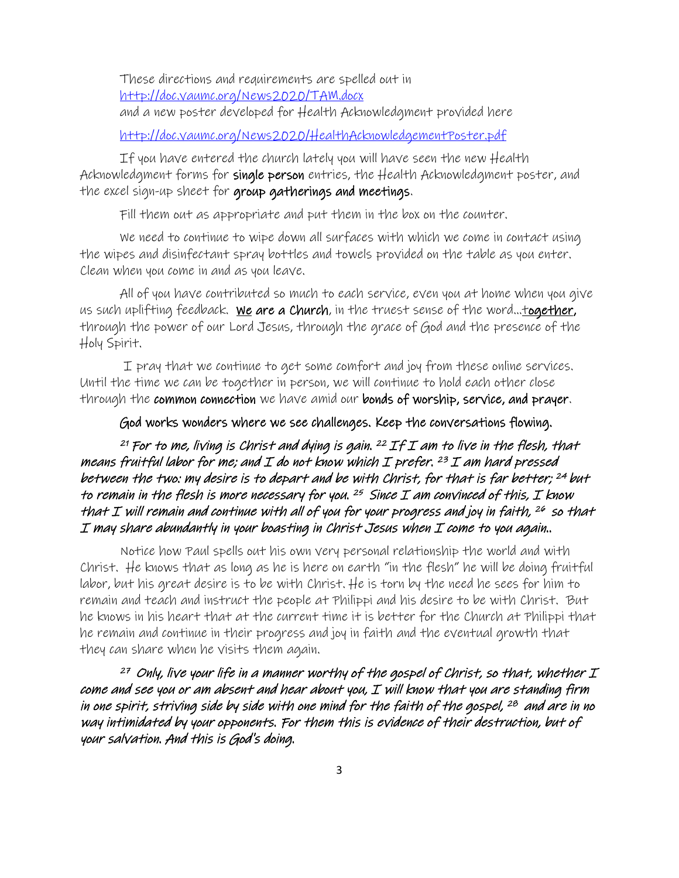These directions and requirements are spelled out in [http://doc.vaumc.org/News2020/TAM.docx](http://doc.vaumc.org/News2020/TAM.docx)
and a new poster developed for Health Acknowledgment provided here

[http://doc.vaumc.org/News2020/HealthAcknowledgementPoster.pdf](http://doc.vaumc.org/News2020/HealthAcknowledgementPoster.pdf)

If you have entered the church lately you will have seen the new Health Acknowledgment forms for **single person** entries, the Health Acknowledgment poster, and the excel sign-up sheet for **group gatherings and meetings**.

Fill them out as appropriate and put them in the box on the counter.

We need to continue to wipe down all surfaces with which we come in contact using the wipes and disinfectant spray bottles and towels provided on the table as you enter. Clean when you come in and as you leave.

All of you have contributed so much to each service, even you at home when you give us such uplifting feedback. **<u>We</u> are a Church**, in the truest sense of the word…**<u>together</u>**, through the power of our Lord Jesus, through the grace of God and the presence of the Holy Spirit.

I pray that we continue to get some comfort and joy from these online services. Until the time we can be together in person, we will continue to hold each other close through the **common connection** we have amid our **bonds of worship, service, and prayer**.

**God works wonders where we see challenges. Keep the conversations flowing.**

***[21] For to me, living is Christ and dying is gain. [22] If I am to live in the flesh, that means fruitful labor for me; and I do not know which I prefer. [23] I am hard pressed between the two: my desire is to depart and be with Christ, for that is far better; [24] but to remain in the flesh is more necessary for you. [25] Since I am convinced of this, I know that I will remain and continue with all of you for your progress and joy in faith, [26] so that I may share abundantly in your boasting in Christ Jesus when I come to you again..***

Notice how Paul spells out his own very personal relationship the world and with Christ. He knows that as long as he is here on earth "in the flesh" he will be doing fruitful labor, but his great desire is to be with Christ. He is torn by the need he sees for him to remain and teach and instruct the people at Philippi and his desire to be with Christ. But he knows in his heart that at the current time it is better for the Church at Philippi that he remain and continue in their progress and joy in faith and the eventual growth that they can share when he visits them again.

***[27] Only, live your life in a manner worthy of the gospel of Christ, so that, whether I come and see you or am absent and hear about you, I will know that you are standing firm in one spirit, striving side by side with one mind for the faith of the gospel, [28] and are in no way intimidated by your opponents. For them this is evidence of their destruction, but of your salvation. And this is God's doing.***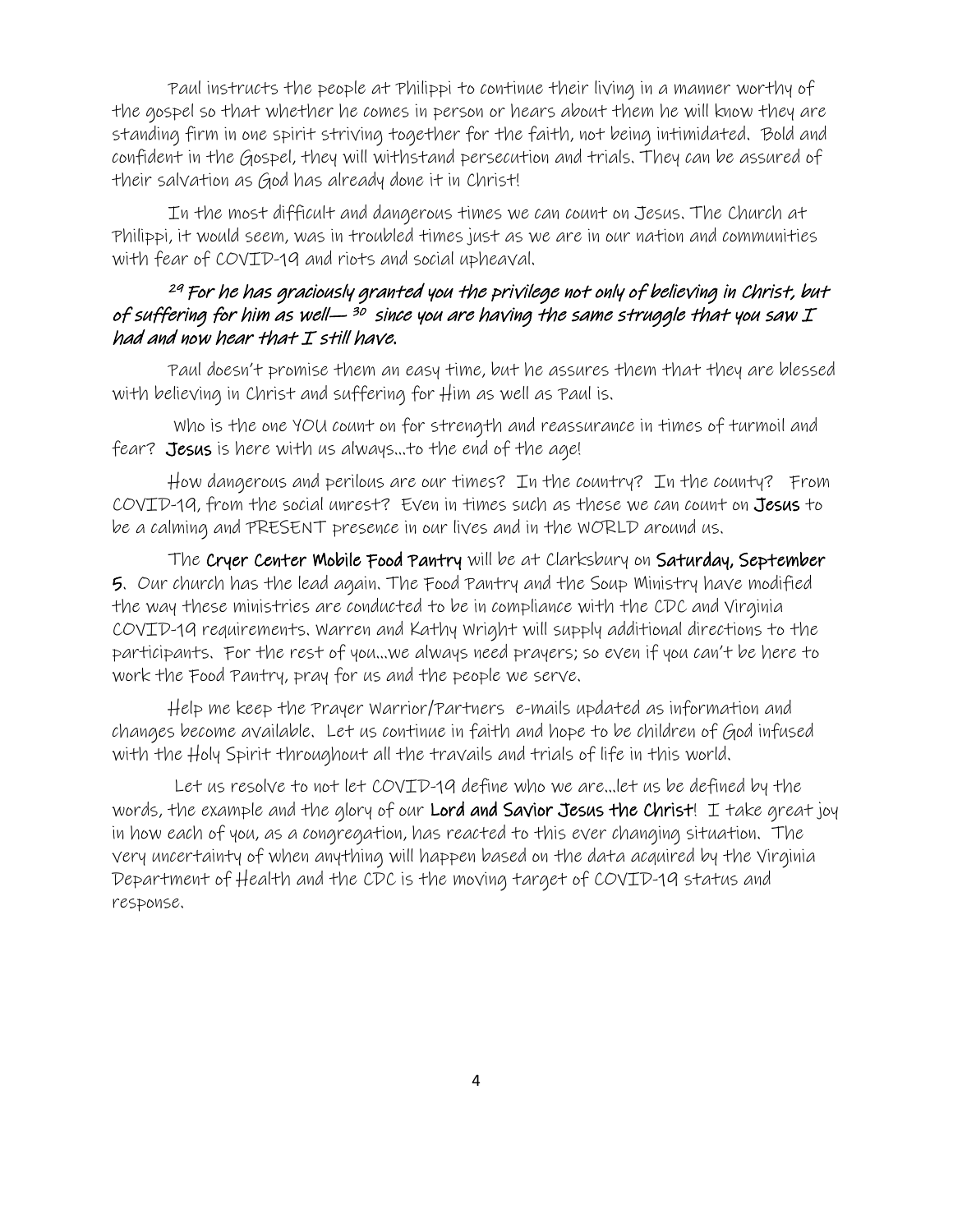Paul instructs the people at Philippi to continue their living in a manner worthy of the gospel so that whether he comes in person or hears about them he will know they are standing firm in one spirit striving together for the faith, not being intimidated. Bold and confident in the Gospel, they will withstand persecution and trials. They can be assured of their salvation as God has already done it in Christ!

In the most difficult and dangerous times we can count on Jesus. The Church at Philippi, it would seem, was in troubled times just as we are in our nation and communities with fear of COVID-19 and riots and social upheaval.

***[29] For he has graciously granted you the privilege not only of believing in Christ, but of suffering for him as well— [30] since you are having the same struggle that you saw I had and now hear that I still have.***

Paul doesn't promise them an easy time, but he assures them that they are blessed with believing in Christ and suffering for Him as well as Paul is.

Who is the one YOU count on for strength and reassurance in times of turmoil and fear? **Jesus** is here with us always…to the end of the age!

How dangerous and perilous are our times? In the country? In the county? From COVID-19, from the social unrest? Even in times such as these we can count on **Jesus** to be a calming and PRESENT presence in our lives and in the WORLD around us.

The **Cryer Center Mobile Food Pantry** will be at Clarksbury on **Saturday, September 5**. Our church has the lead again. The Food Pantry and the Soup Ministry have modified the way these ministries are conducted to be in compliance with the CDC and Virginia COVID-19 requirements. Warren and Kathy Wright will supply additional directions to the participants. For the rest of you…we always need prayers; so even if you can't be here to work the Food Pantry, pray for us and the people we serve.

Help me keep the Prayer Warrior/Partners e-mails updated as information and changes become available. Let us continue in faith and hope to be children of God infused with the Holy Spirit throughout all the travails and trials of life in this world.

Let us resolve to not let COVID-19 define who we are…let us be defined by the words, the example and the glory of our **Lord and Savior Jesus the Christ**! I take great joy in how each of you, as a congregation, has reacted to this ever changing situation. The very uncertainty of when anything will happen based on the data acquired by the Virginia Department of Health and the CDC is the moving target of COVID-19 status and response.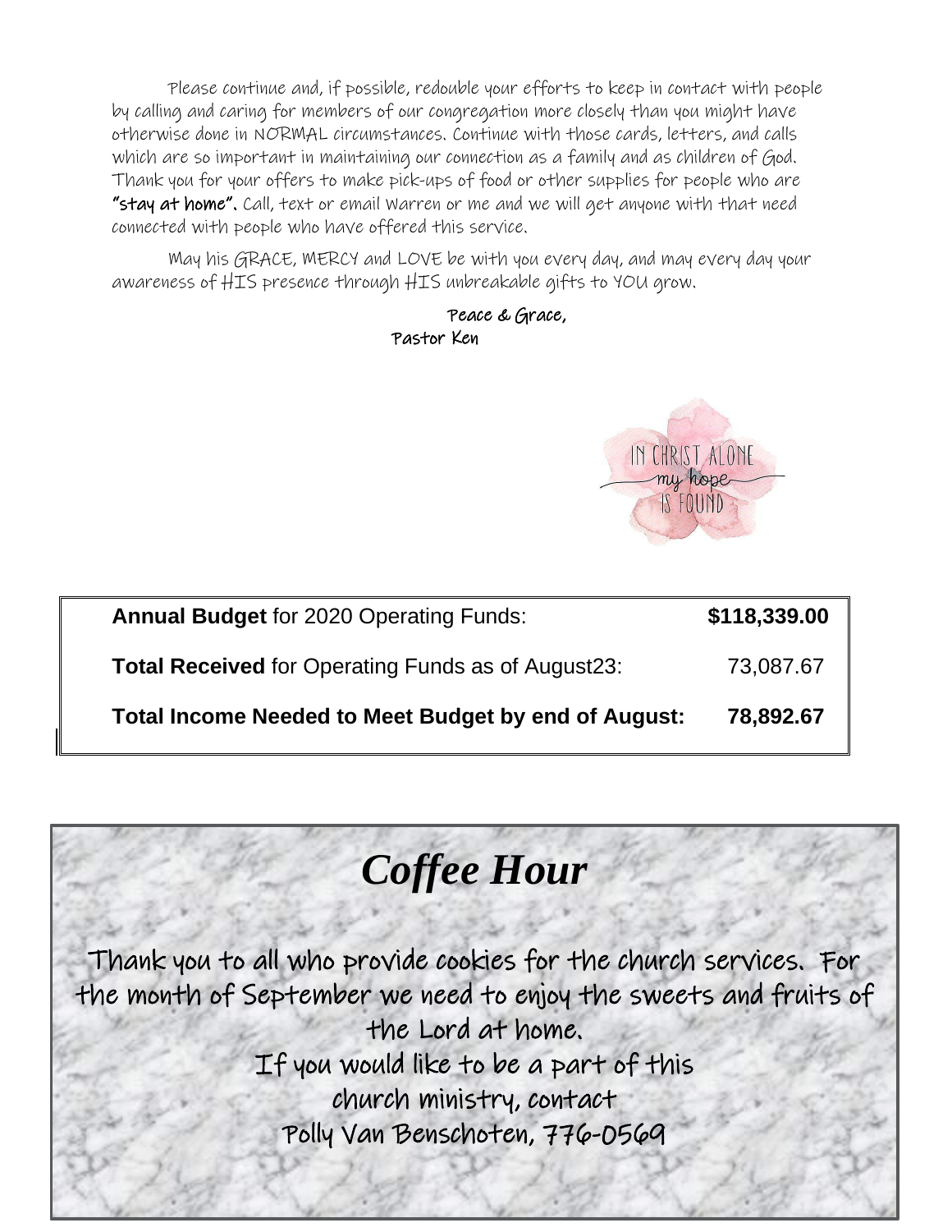Please continue and, if possible, redouble your efforts to keep in contact with people by calling and caring for members of our congregation more closely than you might have otherwise done in NORMAL circumstances. Continue with those cards, letters, and calls which are so important in maintaining our connection as a family and as children of God. Thank you for your offers to make pick-ups of food or other supplies for people who are **"stay at home".** Call, text or email Warren or me and we will get anyone with that need connected with people who have offered this service.

May his GRACE, MERCY and LOVE be with you every day, and may every day your awareness of HIS presence through HIS unbreakable gifts to YOU grow.

Peace & Grace,
Pastor Ken

IN CHRIST ALONE
my hope
IS FOUND

| | |
|---|---|
| **Annual Budget** for 2020 Operating Funds: | **$118,339.00** |
| **Total Received** for Operating Funds as of August23: | 73,087.67 |
| **Total Income Needed to Meet Budget by end of August:** | **78,892.67** |

# *Coffee Hour*

Thank you to all who provide cookies for the church services. For the month of September we need to enjoy the sweets and fruits of the Lord at home.
If you would like to be a part of this church ministry, contact
Polly Van Benschoten, 776-0569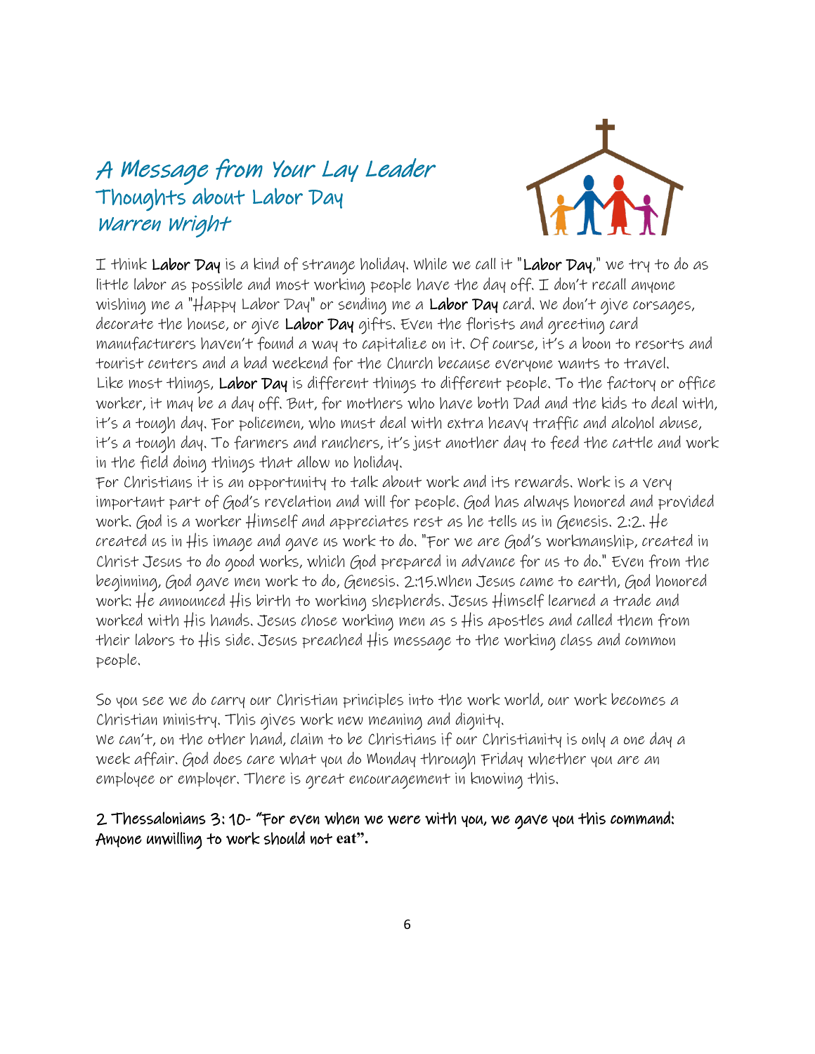# *A Message from Your Lay Leader*

## Thoughts about Labor Day

*Warren Wright*

I think **Labor Day** is a kind of strange holiday. While we call it "**Labor Day**," we try to do as little labor as possible and most working people have the day off. I don't recall anyone wishing me a "Happy Labor Day" or sending me a **Labor Day** card. We don't give corsages, decorate the house, or give **Labor Day** gifts. Even the florists and greeting card manufacturers haven't found a way to capitalize on it. Of course, it's a boon to resorts and tourist centers and a bad weekend for the Church because everyone wants to travel.
Like most things, **Labor Day** is different things to different people. To the factory or office worker, it may be a day off. But, for mothers who have both Dad and the kids to deal with, it's a tough day. For policemen, who must deal with extra heavy traffic and alcohol abuse, it's a tough day. To farmers and ranchers, it's just another day to feed the cattle and work in the field doing things that allow no holiday.
For Christians it is an opportunity to talk about work and its rewards. Work is a very important part of God's revelation and will for people. God has always honored and provided work. God is a worker Himself and appreciates rest as he tells us in Genesis. 2:2. He created us in His image and gave us work to do. "For we are God's workmanship, created in Christ Jesus to do good works, which God prepared in advance for us to do." Even from the beginning, God gave men work to do, Genesis. 2:15.When Jesus came to earth, God honored work: He announced His birth to working shepherds. Jesus Himself learned a trade and worked with His hands. Jesus chose working men as s His apostles and called them from their labors to His side. Jesus preached His message to the working class and common people.

So you see we do carry our Christian principles into the work world, our work becomes a Christian ministry. This gives work new meaning and dignity.
We can't, on the other hand, claim to be Christians if our Christianity is only a one day a week affair. God does care what you do Monday through Friday whether you are an employee or employer. There is great encouragement in knowing this.

**2 Thessalonians 3: 10- "For even when we were with you, we gave you this command: Anyone unwilling to work should not eat".**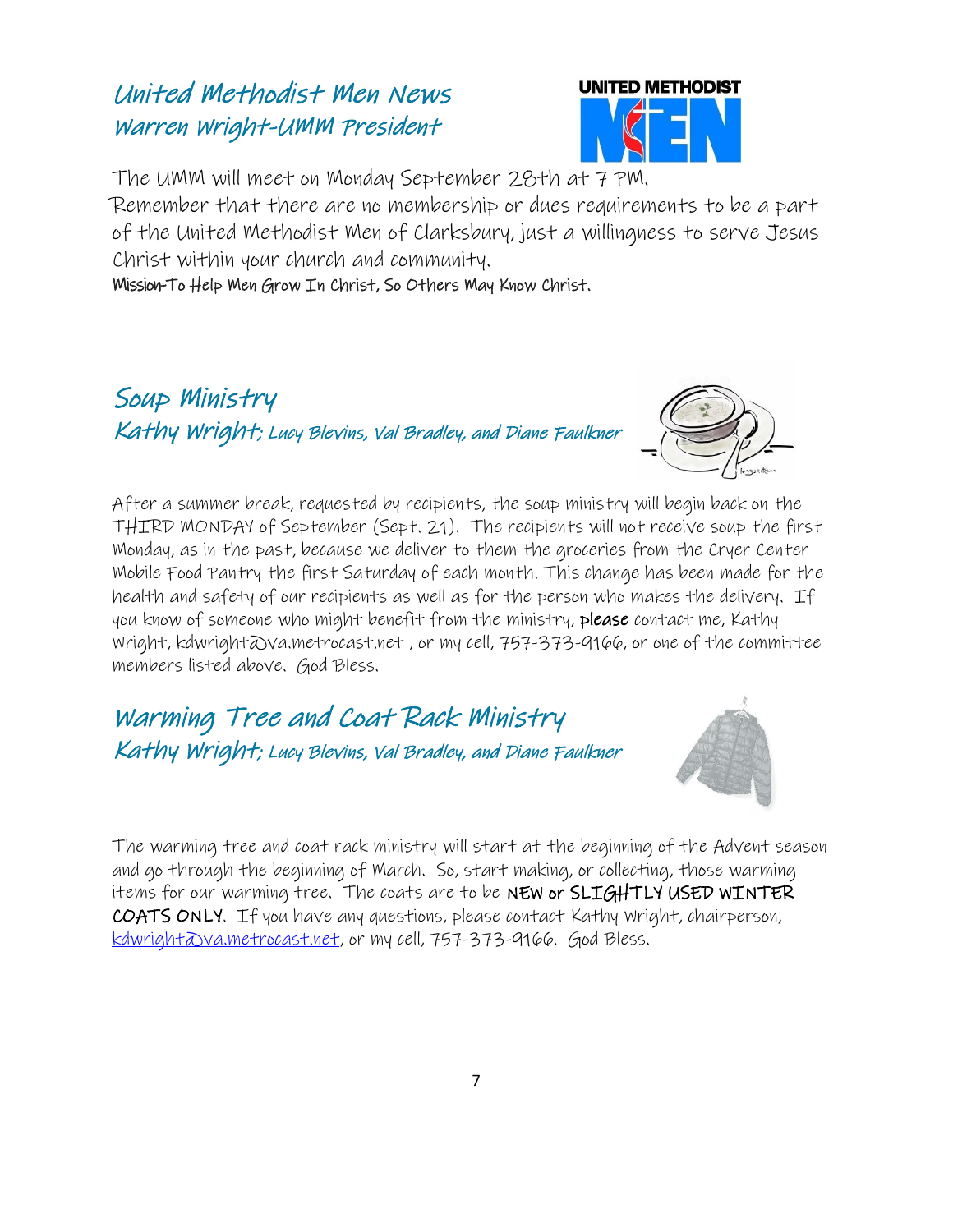## United Methodist Men News
### Warren Wright-UMM President

The UMM will meet on Monday September 28th at 7 PM.
Remember that there are no membership or dues requirements to be a part of the United Methodist Men of Clarksbury, just a willingness to serve Jesus Christ within your church and community.
**Mission-To Help Men Grow In Christ, So Others May Know Christ.**

## Soup Ministry
### Kathy Wright; *Lucy Blevins, Val Bradley, and Diane Faulkner*

After a summer break, requested by recipients, the soup ministry will begin back on the THIRD MONDAY of September (Sept. 21). The recipients will not receive soup the first Monday, as in the past, because we deliver to them the groceries from the Cryer Center Mobile Food Pantry the first Saturday of each month. This change has been made for the health and safety of our recipients as well as for the person who makes the delivery. If you know of someone who might benefit from the ministry, **please** contact me, Kathy Wright, kdwright@va.metrocast.net , or my cell, 757-373-9166, or one of the committee members listed above. God Bless.

## Warming Tree and Coat Rack Ministry
### Kathy Wright; *Lucy Blevins, Val Bradley, and Diane Faulkner*

The warming tree and coat rack ministry will start at the beginning of the Advent season and go through the beginning of March. So, start making, or collecting, those warming items for our warming tree. The coats are to be **NEW or SLIGHTLY USED WINTER COATS ONLY**. If you have any questions, please contact Kathy Wright, chairperson, kdwright@va.metrocast.net, or my cell, 757-373-9166. God Bless.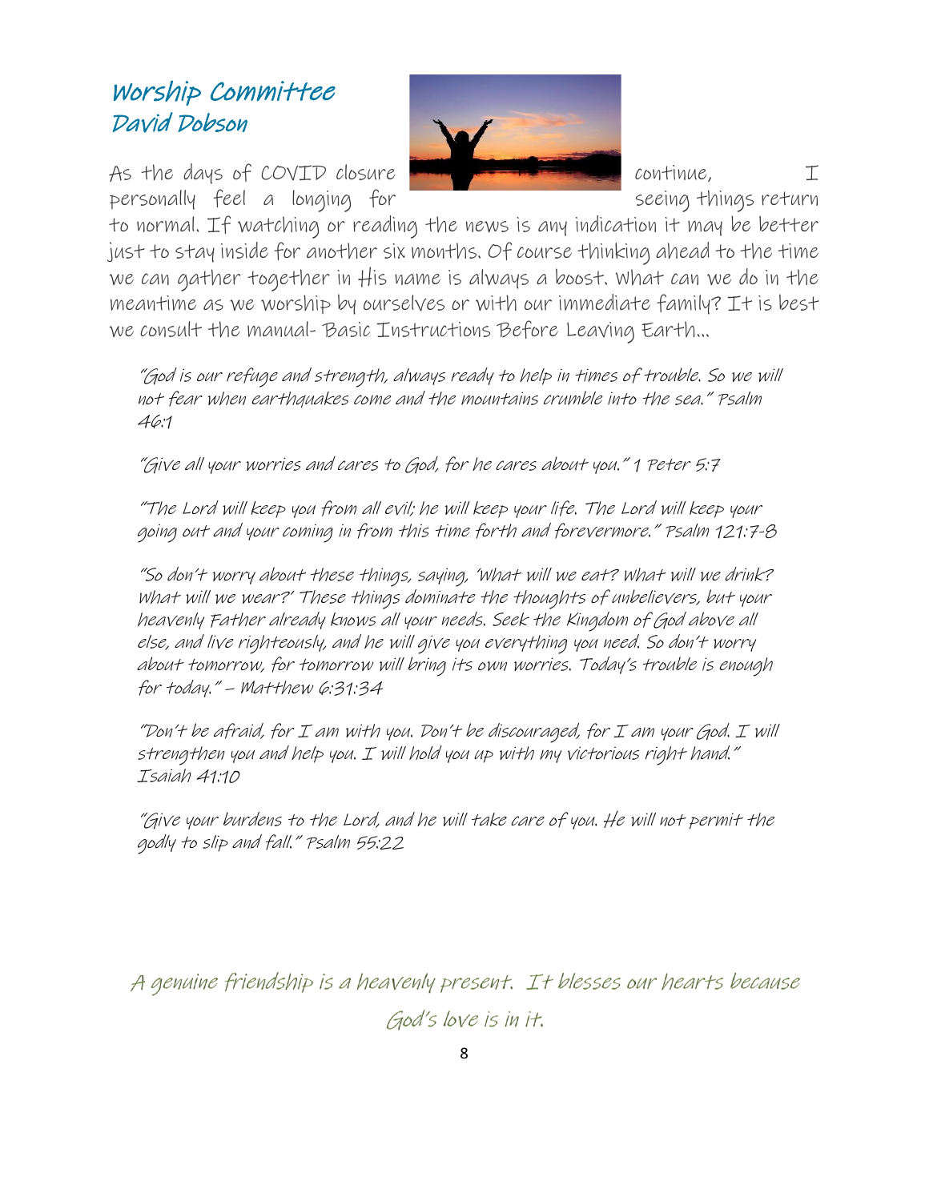## Worship Committee
### David Dobson

As the days of COVID closure continue, I personally feel a longing for seeing things return to normal. If watching or reading the news is any indication it may be better just to stay inside for another six months. Of course thinking ahead to the time we can gather together in His name is always a boost. What can we do in the meantime as we worship by ourselves or with our immediate family? It is best we consult the manual- Basic Instructions Before Leaving Earth…

*"God is our refuge and strength, always ready to help in times of trouble. So we will not fear when earthquakes come and the mountains crumble into the sea." Psalm 46:1*

*"Give all your worries and cares to God, for he cares about you." 1 Peter 5:7*

*"The Lord will keep you from all evil; he will keep your life. The Lord will keep your going out and your coming in from this time forth and forevermore." Psalm 121:7-8*

*"So don't worry about these things, saying, 'What will we eat? What will we drink? What will we wear?' These things dominate the thoughts of unbelievers, but your heavenly Father already knows all your needs. Seek the Kingdom of God above all else, and live righteously, and he will give you everything you need. So don't worry about tomorrow, for tomorrow will bring its own worries. Today's trouble is enough for today." – Matthew 6:31:34*

*"Don't be afraid, for I am with you. Don't be discouraged, for I am your God. I will strengthen you and help you. I will hold you up with my victorious right hand." Isaiah 41:10*

*"Give your burdens to the Lord, and he will take care of you. He will not permit the godly to slip and fall." Psalm 55:22*

*A genuine friendship is a heavenly present. It blesses our hearts because God's love is in it.*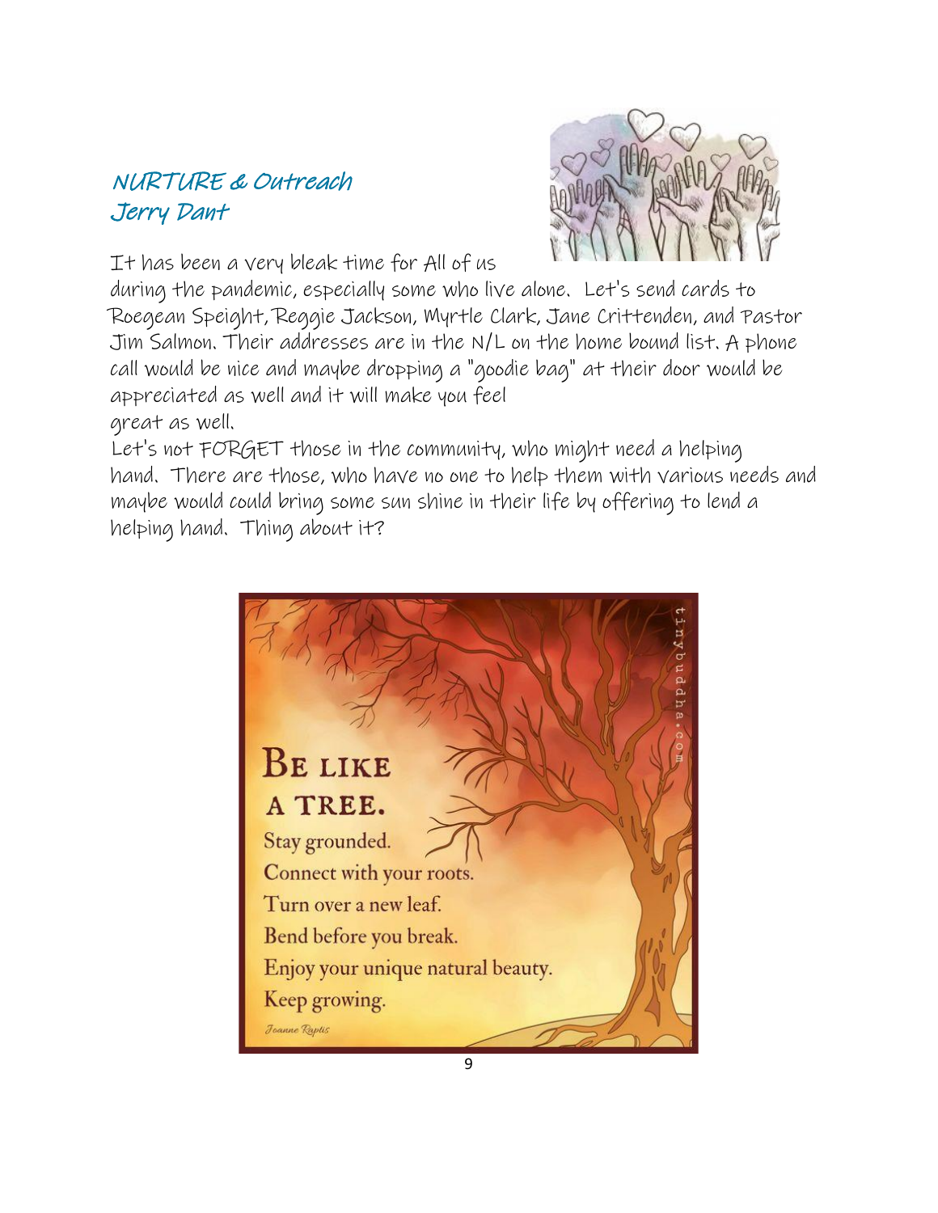## NURTURE & Outreach
## Jerry Dant

It has been a very bleak time for All of us during the pandemic, especially some who live alone. Let's send cards to Roegean Speight, Reggie Jackson, Myrtle Clark, Jane Crittenden, and Pastor Jim Salmon. Their addresses are in the N/L on the home bound list. A phone call would be nice and maybe dropping a "goodie bag" at their door would be appreciated as well and it will make you feel great as well.

Let's not FORGET those in the community, who might need a helping hand. There are those, who have no one to help them with various needs and maybe would could bring some sun shine in their life by offering to lend a helping hand. Thing about it?

**Be like a tree.**

Stay grounded.
Connect with your roots.
Turn over a new leaf.
Bend before you break.
Enjoy your unique natural beauty.
Keep growing.

*Joanne Raptis*

tinybuddha.com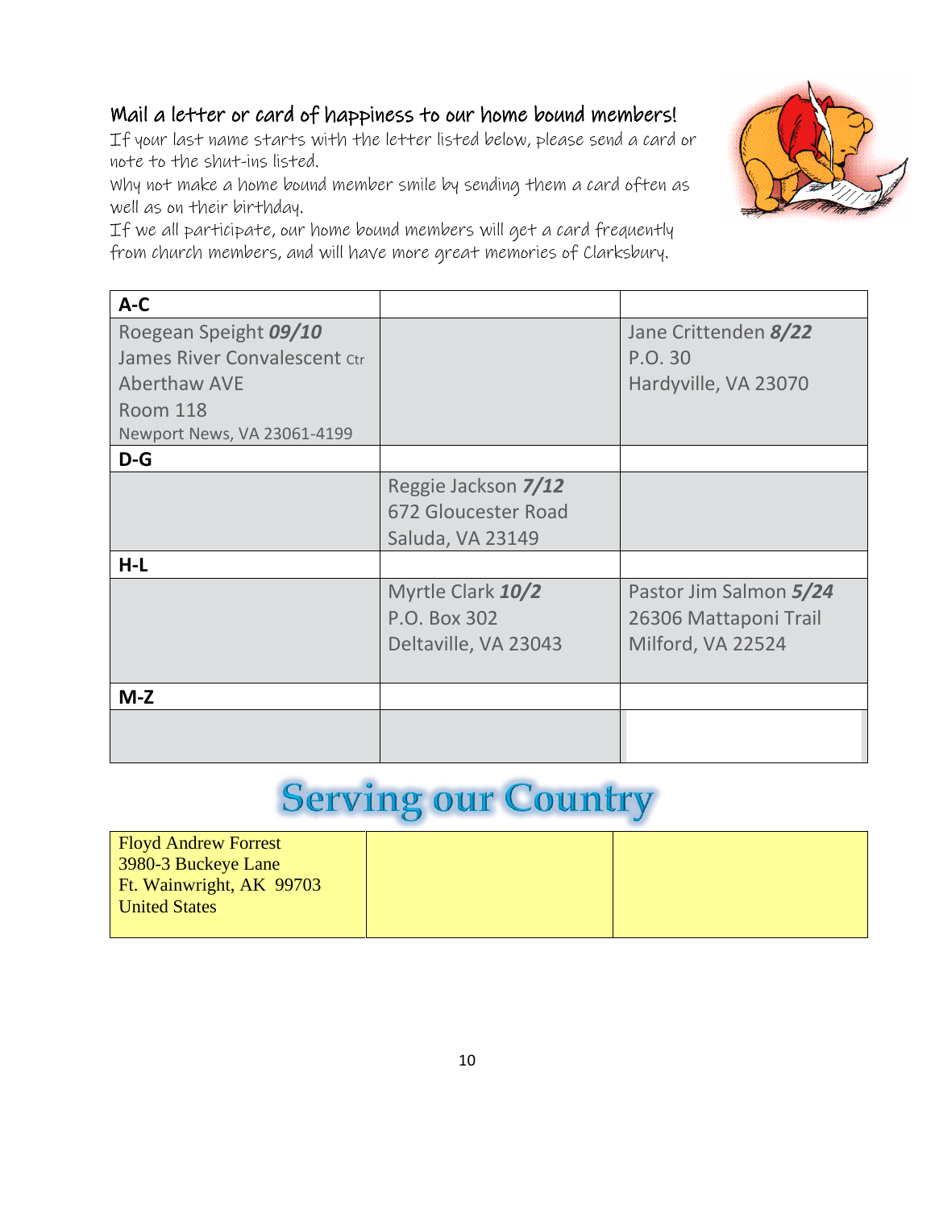## Mail a letter or card of happiness to our home bound members!

If your last name starts with the letter listed below, please send a card or note to the shut-ins listed.

Why not make a home bound member smile by sending them a card often as well as on their birthday.

If we all participate, our home bound members will get a card frequently from church members, and will have more great memories of Clarksbury.

| **A-C** | | |
|---|---|---|
| Roegean Speight ***09/10***<br>James River Convalescent Ctr<br>Aberthaw AVE<br>Room 118<br>Newport News, VA 23061-4199 | | Jane Crittenden ***8/22***<br>P.O. 30<br>Hardyville, VA 23070 |
| **D-G** | | |
| | Reggie Jackson ***7/12***<br>672 Gloucester Road<br>Saluda, VA 23149 | |
| **H-L** | | |
| | Myrtle Clark ***10/2***<br>P.O. Box 302<br>Deltaville, VA 23043 | Pastor Jim Salmon ***5/24***<br>26306 Mattaponi Trail<br>Milford, VA 22524 |
| **M-Z** | | |
| | | |

# Serving our Country

| Floyd Andrew Forrest<br>3980-3 Buckeye Lane<br>Ft. Wainwright, AK 99703<br>United States | | |
|---|---|---|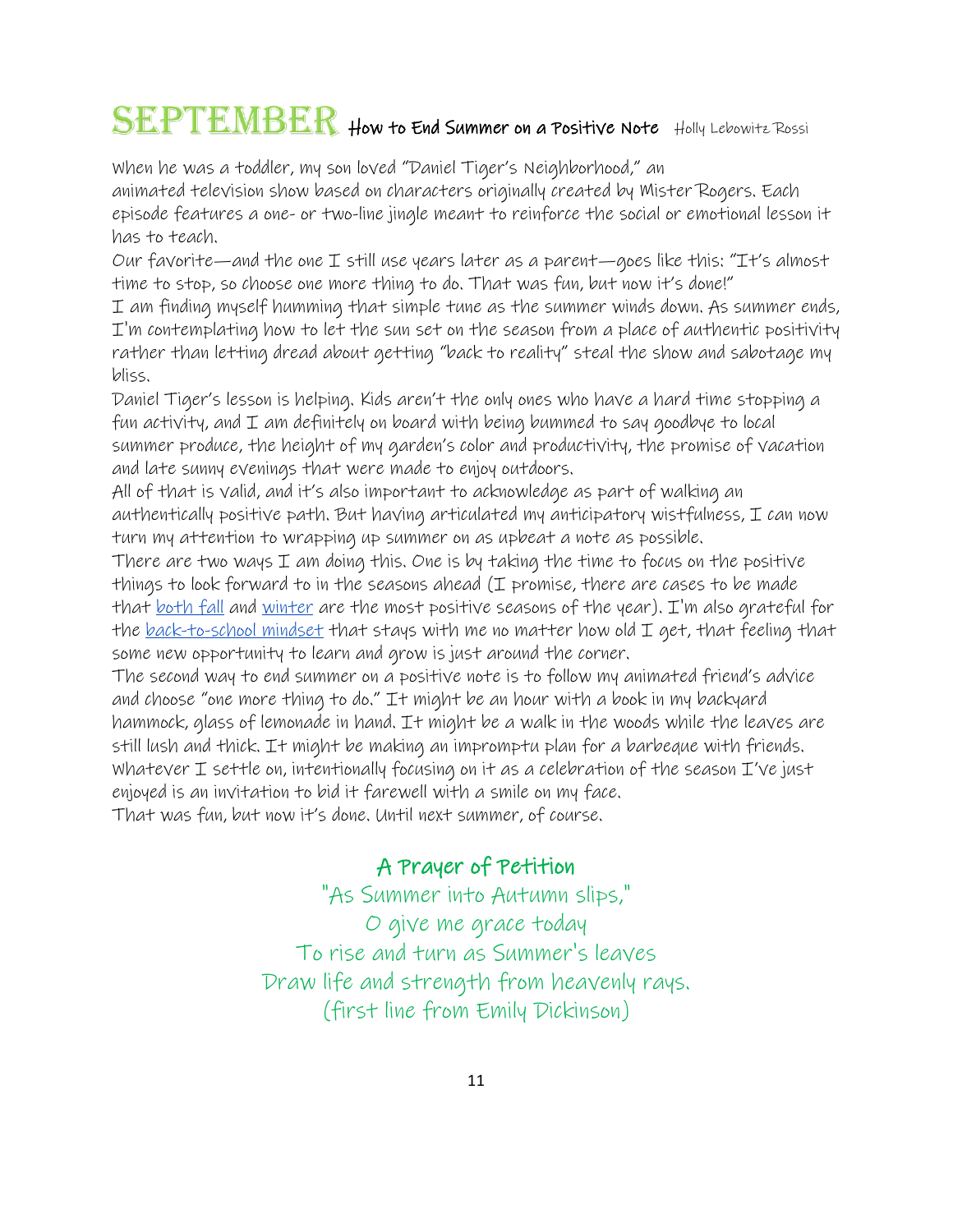# SEPTEMBER How to End Summer on a Positive Note Holly Lebowitz Rossi

When he was a toddler, my son loved "Daniel Tiger's Neighborhood," an animated television show based on characters originally created by Mister Rogers. Each episode features a one- or two-line jingle meant to reinforce the social or emotional lesson it has to teach.

Our favorite—and the one I still use years later as a parent—goes like this: "It's almost time to stop, so choose one more thing to do. That was fun, but now it's done!"

I am finding myself humming that simple tune as the summer winds down. As summer ends, I'm contemplating how to let the sun set on the season from a place of authentic positivity rather than letting dread about getting "back to reality" steal the show and sabotage my bliss.

Daniel Tiger's lesson is helping. Kids aren't the only ones who have a hard time stopping a fun activity, and I am definitely on board with being bummed to say goodbye to local summer produce, the height of my garden's color and productivity, the promise of vacation and late sunny evenings that were made to enjoy outdoors.

All of that is valid, and it's also important to acknowledge as part of walking an authentically positive path. But having articulated my anticipatory wistfulness, I can now turn my attention to wrapping up summer on as upbeat a note as possible.

There are two ways I am doing this. One is by taking the time to focus on the positive things to look forward to in the seasons ahead (I promise, there are cases to be made that both fall and winter are the most positive seasons of the year). I'm also grateful for the back-to-school mindset that stays with me no matter how old I get, that feeling that some new opportunity to learn and grow is just around the corner.

The second way to end summer on a positive note is to follow my animated friend's advice and choose "one more thing to do." It might be an hour with a book in my backyard hammock, glass of lemonade in hand. It might be a walk in the woods while the leaves are still lush and thick. It might be making an impromptu plan for a barbeque with friends. Whatever I settle on, intentionally focusing on it as a celebration of the season I've just enjoyed is an invitation to bid it farewell with a smile on my face.

That was fun, but now it's done. Until next summer, of course.

## A Prayer of Petition

"As Summer into Autumn slips,"  
O give me grace today  
To rise and turn as Summer's leaves  
Draw life and strength from heavenly rays.  
(first line from Emily Dickinson)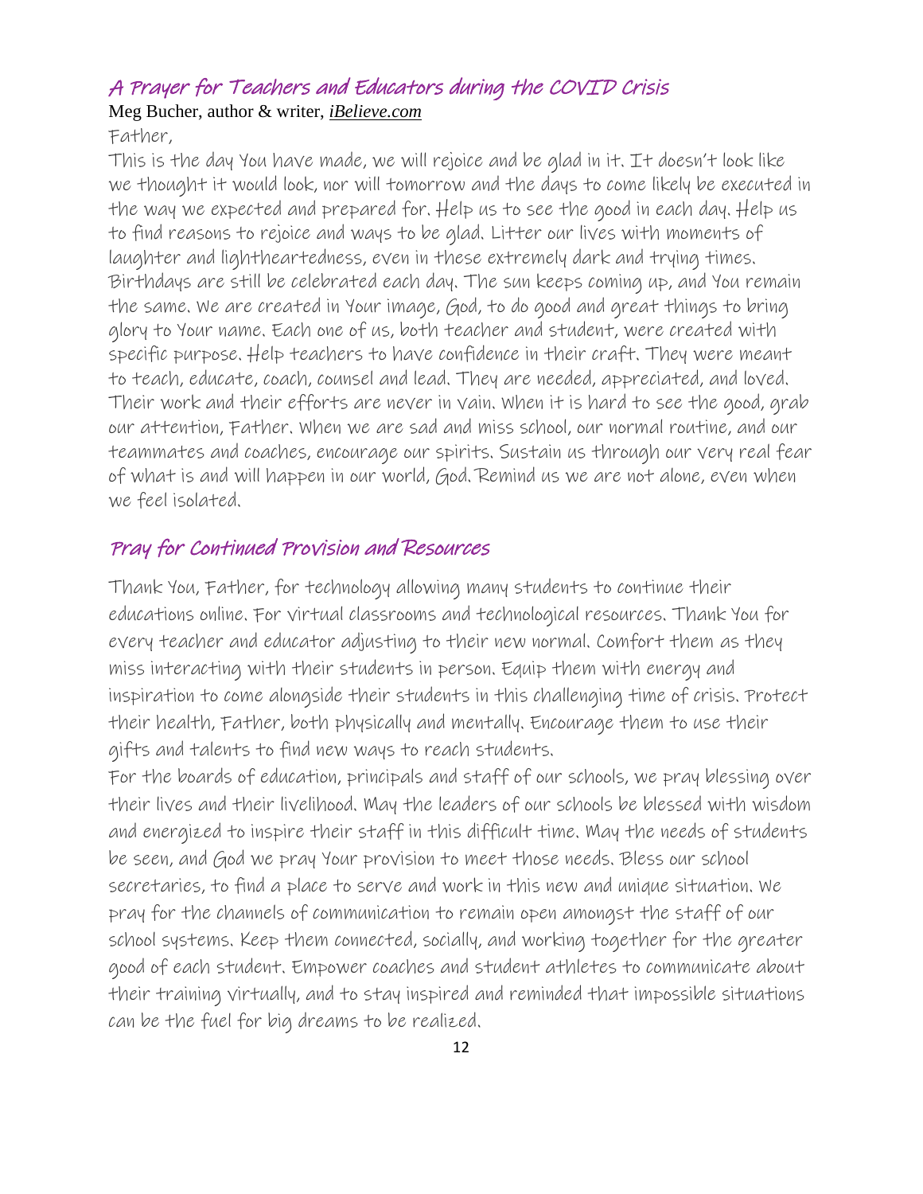## A Prayer for Teachers and Educators during the COVID Crisis

Meg Bucher, author & writer, *iBelieve.com*

Father,

This is the day You have made, we will rejoice and be glad in it. It doesn't look like we thought it would look, nor will tomorrow and the days to come likely be executed in the way we expected and prepared for. Help us to see the good in each day. Help us to find reasons to rejoice and ways to be glad. Litter our lives with moments of laughter and lightheartedness, even in these extremely dark and trying times. Birthdays are still be celebrated each day. The sun keeps coming up, and You remain the same. We are created in Your image, God, to do good and great things to bring glory to Your name. Each one of us, both teacher and student, were created with specific purpose. Help teachers to have confidence in their craft. They were meant to teach, educate, coach, counsel and lead. They are needed, appreciated, and loved. Their work and their efforts are never in vain. When it is hard to see the good, grab our attention, Father. When we are sad and miss school, our normal routine, and our teammates and coaches, encourage our spirits. Sustain us through our very real fear of what is and will happen in our world, God. Remind us we are not alone, even when we feel isolated.

## Pray for Continued Provision and Resources

Thank You, Father, for technology allowing many students to continue their educations online. For virtual classrooms and technological resources. Thank You for every teacher and educator adjusting to their new normal. Comfort them as they miss interacting with their students in person. Equip them with energy and inspiration to come alongside their students in this challenging time of crisis. Protect their health, Father, both physically and mentally. Encourage them to use their gifts and talents to find new ways to reach students.

For the boards of education, principals and staff of our schools, we pray blessing over their lives and their livelihood. May the leaders of our schools be blessed with wisdom and energized to inspire their staff in this difficult time. May the needs of students be seen, and God we pray Your provision to meet those needs. Bless our school secretaries, to find a place to serve and work in this new and unique situation. We pray for the channels of communication to remain open amongst the staff of our school systems. Keep them connected, socially, and working together for the greater good of each student. Empower coaches and student athletes to communicate about their training virtually, and to stay inspired and reminded that impossible situations can be the fuel for big dreams to be realized.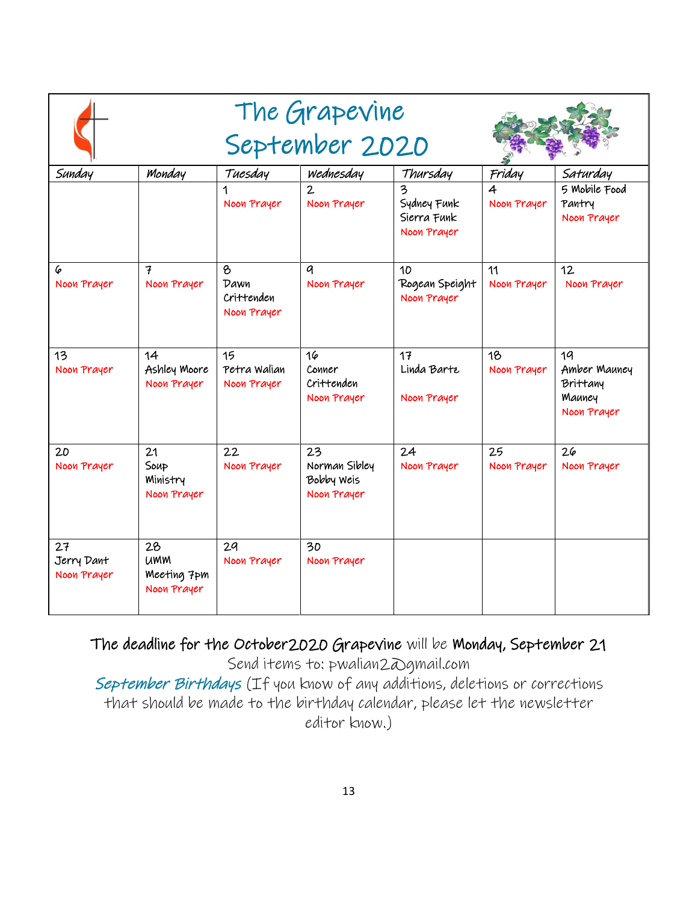# The Grapevine
# September 2020

| Sunday | Monday | Tuesday | Wednesday | Thursday | Friday | Saturday |
|---|---|---|---|---|---|---|
| | | 1 Noon Prayer | 2 Noon Prayer | 3 Sydney Funk Sierra Funk Noon Prayer | 4 Noon Prayer | 5 Mobile Food Pantry Noon Prayer |
| 6 Noon Prayer | 7 Noon Prayer | 8 Dawn Crittenden Noon Prayer | 9 Noon Prayer | 10 Rogean Speight Noon Prayer | 11 Noon Prayer | 12 Noon Prayer |
| 13 Noon Prayer | 14 Ashley Moore Noon Prayer | 15 Petra Walian Noon Prayer | 16 Conner Crittenden Noon Prayer | 17 Linda Bartz Noon Prayer | 18 Noon Prayer | 19 Amber Mauney Brittany Mauney Noon Prayer |
| 20 Noon Prayer | 21 Soup Ministry Noon Prayer | 22 Noon Prayer | 23 Norman Sibley Bobby Weis Noon Prayer | 24 Noon Prayer | 25 Noon Prayer | 26 Noon Prayer |
| 27 Jerry Dant Noon Prayer | 28 UMM Meeting 7pm Noon Prayer | 29 Noon Prayer | 30 Noon Prayer | | | |

**The deadline for the October2020 Grapevine** will be **Monday, September 21**

Send items to: pwalian2@gmail.com

*September Birthdays* (If you know of any additions, deletions or corrections that should be made to the birthday calendar, please let the newsletter editor know.)